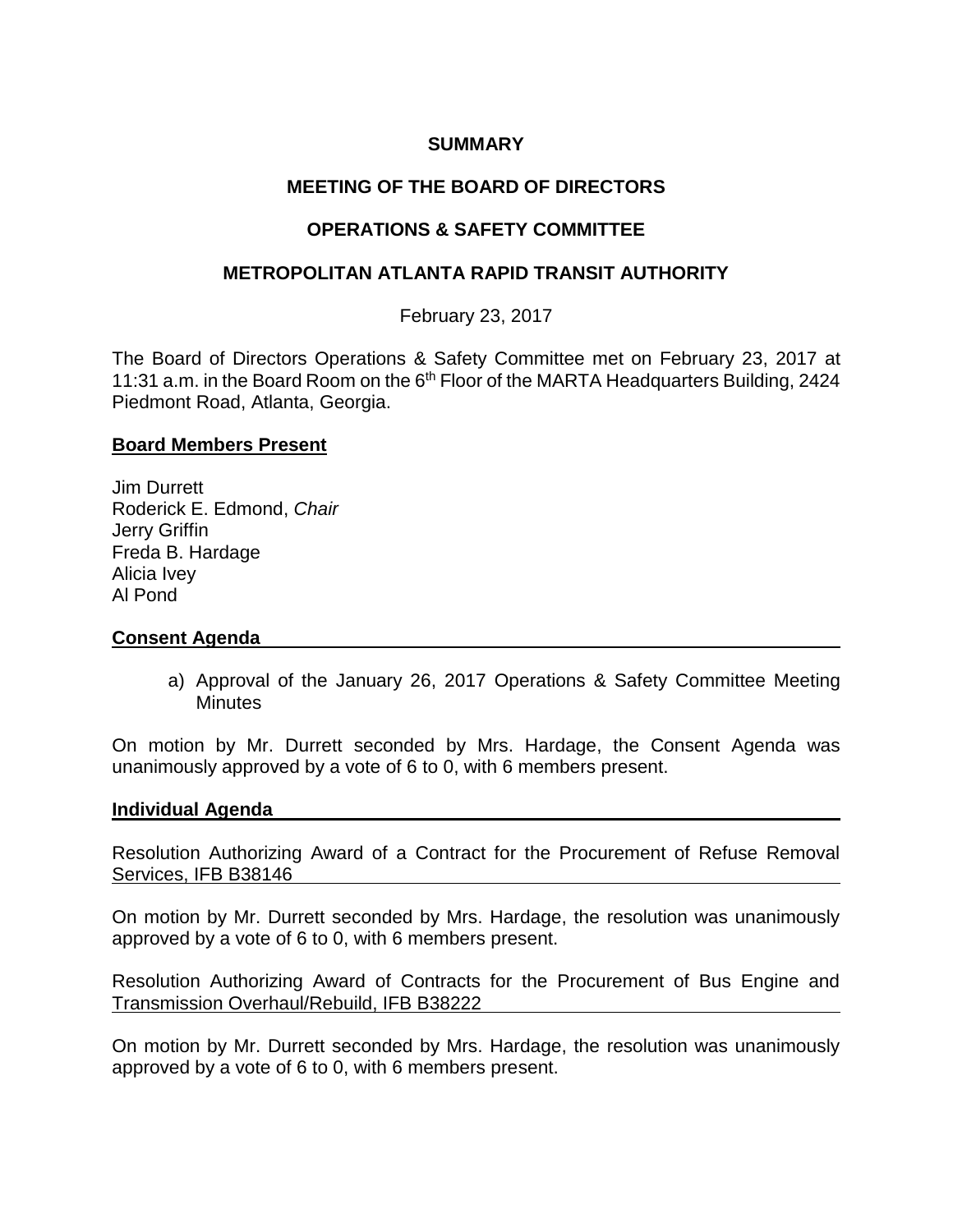**SUMMARY**

**MEETING OF THE BOARD OF DIRECTORS**

**OPERATIONS & SAFETY COMMITTEE**

**METROPOLITAN ATLANTA RAPID TRANSIT AUTHORITY**

February 23, 2017

The Board of Directors Operations & Safety Committee met on February 23, 2017 at 11:31 a.m. in the Board Room on the 6th Floor of the MARTA Headquarters Building, 2424 Piedmont Road, Atlanta, Georgia.

**Board Members Present**

Jim Durrett
Roderick E. Edmond, *Chair*
Jerry Griffin
Freda B. Hardage
Alicia Ivey
Al Pond

**Consent Agenda**

a) Approval of the January 26, 2017 Operations & Safety Committee Meeting Minutes

On motion by Mr. Durrett seconded by Mrs. Hardage, the Consent Agenda was unanimously approved by a vote of 6 to 0, with 6 members present.

**Individual Agenda**

Resolution Authorizing Award of a Contract for the Procurement of Refuse Removal Services, IFB B38146

On motion by Mr. Durrett seconded by Mrs. Hardage, the resolution was unanimously approved by a vote of 6 to 0, with 6 members present.

Resolution Authorizing Award of Contracts for the Procurement of Bus Engine and Transmission Overhaul/Rebuild, IFB B38222

On motion by Mr. Durrett seconded by Mrs. Hardage, the resolution was unanimously approved by a vote of 6 to 0, with 6 members present.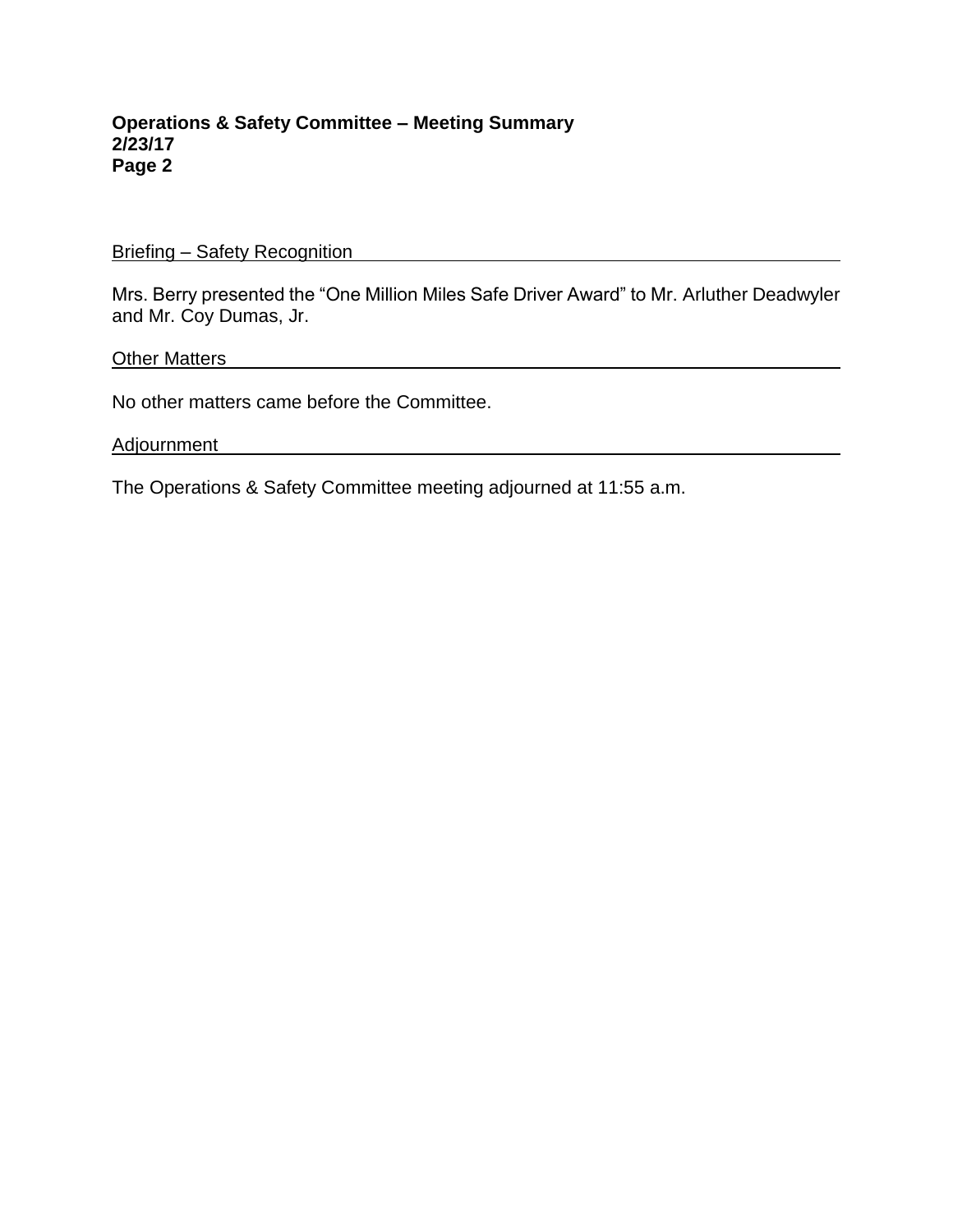Briefing – Safety Recognition

Mrs. Berry presented the "One Million Miles Safe Driver Award" to Mr. Arluther Deadwyler and Mr. Coy Dumas, Jr.

Other Matters

No other matters came before the Committee.

Adjournment

The Operations & Safety Committee meeting adjourned at 11:55 a.m.